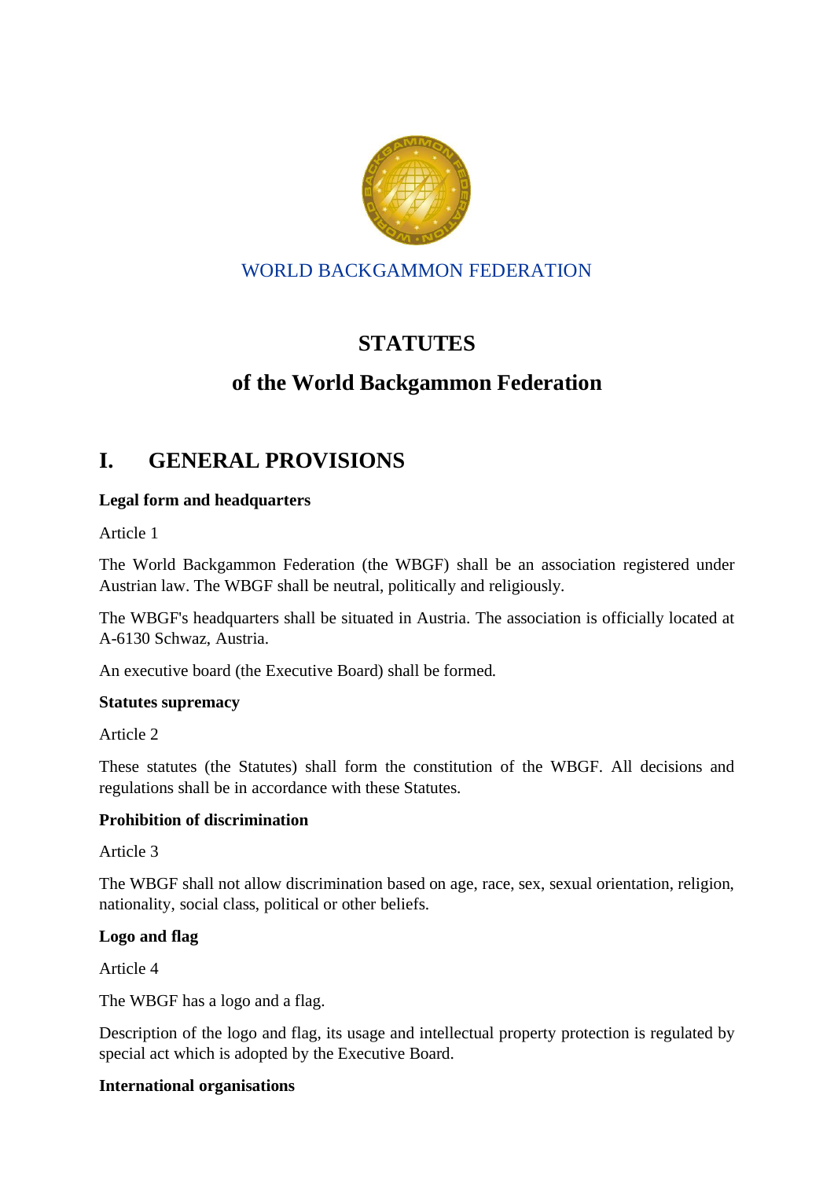WORLD BACKGAMMON FEDERATION

# STATUTES

# of the World Backgammon Federation

## I. GENERAL PROVISIONS

**Legal form and headquarters**

Article 1

The World Backgammon Federation (the WBGF) shall be an association registered under Austrian law. The WBGF shall be neutral, politically and religiously.

The WBGF's headquarters shall be situated in Austria. The association is officially located at A-6130 Schwaz, Austria.

An executive board (the Executive Board) shall be formed.

**Statutes supremacy**

Article 2

These statutes (the Statutes) shall form the constitution of the WBGF. All decisions and regulations shall be in accordance with these Statutes.

**Prohibition of discrimination**

Article 3

The WBGF shall not allow discrimination based on age, race, sex, sexual orientation, religion, nationality, social class, political or other beliefs.

**Logo and flag**

Article 4

The WBGF has a logo and a flag.

Description of the logo and flag, its usage and intellectual property protection is regulated by special act which is adopted by the Executive Board.

**International organisations**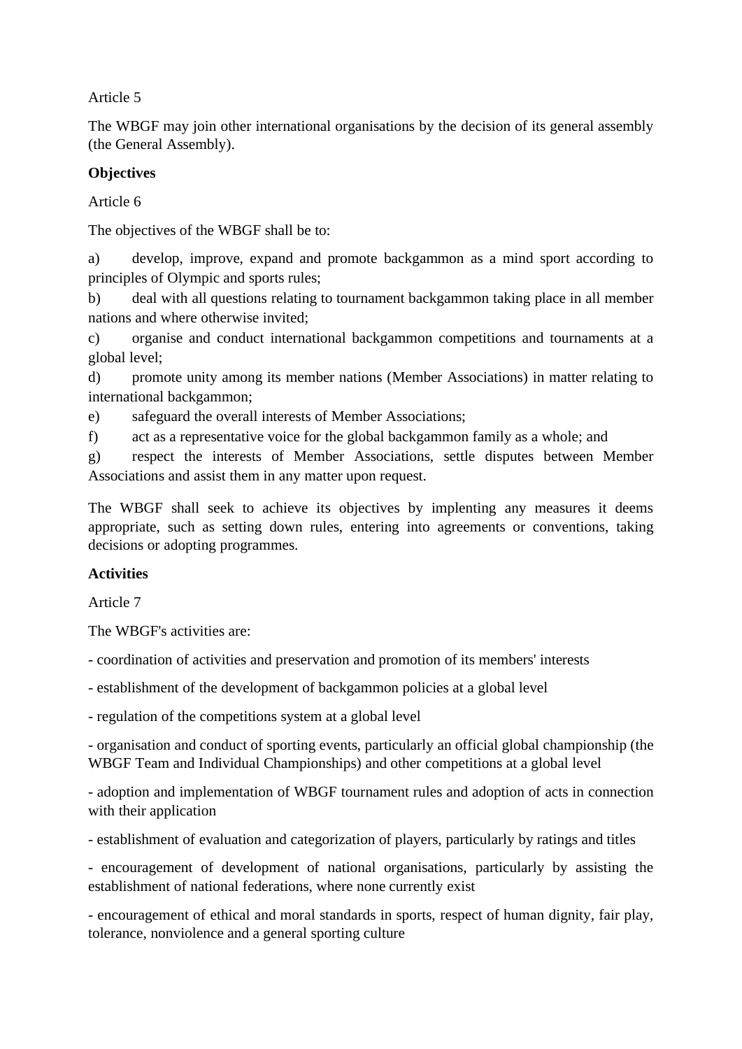Article 5

The WBGF may join other international organisations by the decision of its general assembly (the General Assembly).

**Objectives**

Article 6

The objectives of the WBGF shall be to:

a) develop, improve, expand and promote backgammon as a mind sport according to principles of Olympic and sports rules;

b) deal with all questions relating to tournament backgammon taking place in all member nations and where otherwise invited;

c) organise and conduct international backgammon competitions and tournaments at a global level;

d) promote unity among its member nations (Member Associations) in matter relating to international backgammon;

e) safeguard the overall interests of Member Associations;

f) act as a representative voice for the global backgammon family as a whole; and

g) respect the interests of Member Associations, settle disputes between Member Associations and assist them in any matter upon request.

The WBGF shall seek to achieve its objectives by implenting any measures it deems appropriate, such as setting down rules, entering into agreements or conventions, taking decisions or adopting programmes.

**Activities**

Article 7

The WBGF's activities are:

- coordination of activities and preservation and promotion of its members' interests

- establishment of the development of backgammon policies at a global level

- regulation of the competitions system at a global level

- organisation and conduct of sporting events, particularly an official global championship (the WBGF Team and Individual Championships) and other competitions at a global level

- adoption and implementation of WBGF tournament rules and adoption of acts in connection with their application

- establishment of evaluation and categorization of players, particularly by ratings and titles

- encouragement of development of national organisations, particularly by assisting the establishment of national federations, where none currently exist

- encouragement of ethical and moral standards in sports, respect of human dignity, fair play, tolerance, nonviolence and a general sporting culture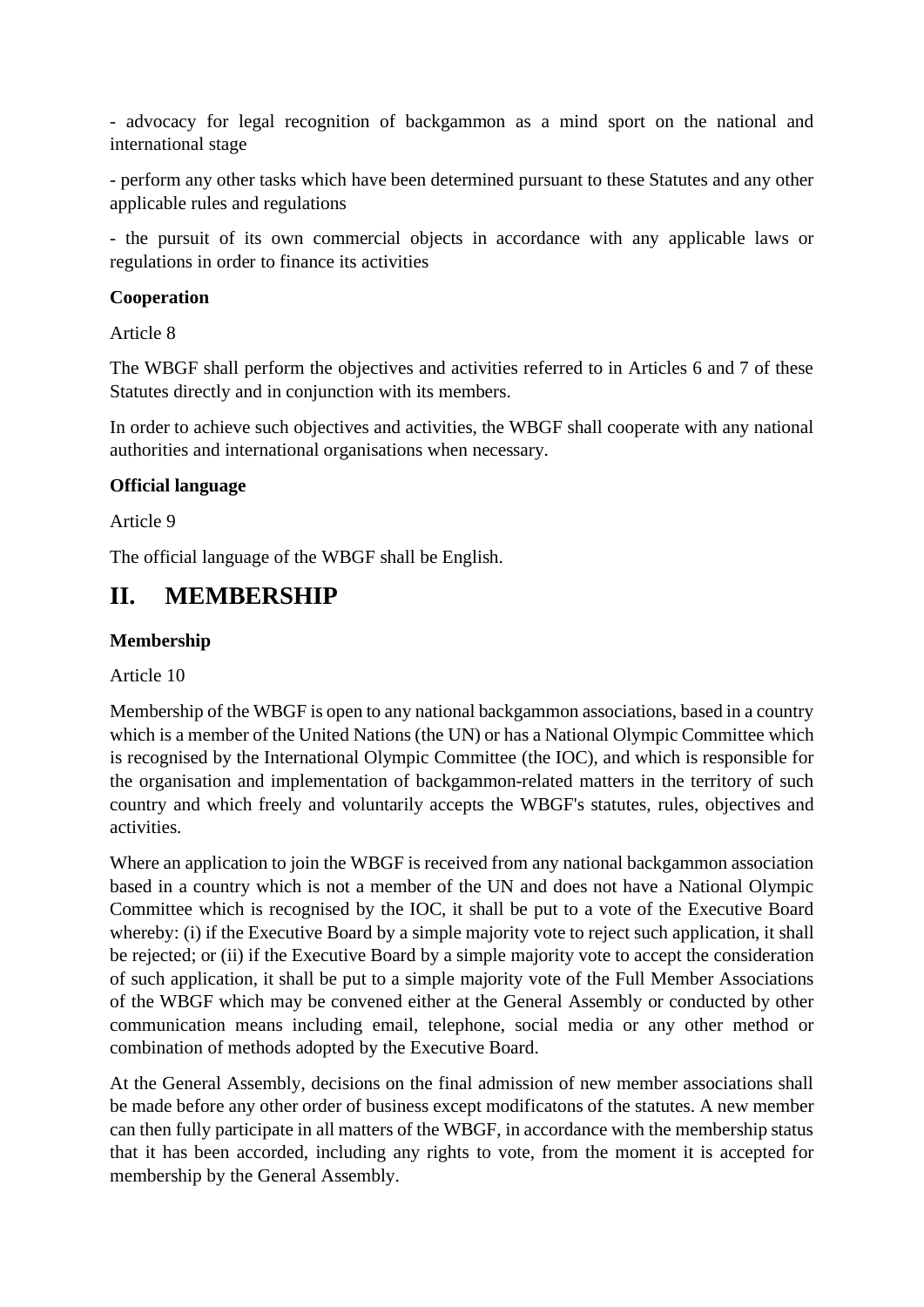- advocacy for legal recognition of backgammon as a mind sport on the national and international stage

- perform any other tasks which have been determined pursuant to these Statutes and any other applicable rules and regulations

- the pursuit of its own commercial objects in accordance with any applicable laws or regulations in order to finance its activities

**Cooperation**

Article 8

The WBGF shall perform the objectives and activities referred to in Articles 6 and 7 of these Statutes directly and in conjunction with its members.

In order to achieve such objectives and activities, the WBGF shall cooperate with any national authorities and international organisations when necessary.

**Official language**

Article 9

The official language of the WBGF shall be English.

# II. MEMBERSHIP

**Membership**

Article 10

Membership of the WBGF is open to any national backgammon associations, based in a country which is a member of the United Nations (the UN) or has a National Olympic Committee which is recognised by the International Olympic Committee (the IOC), and which is responsible for the organisation and implementation of backgammon-related matters in the territory of such country and which freely and voluntarily accepts the WBGF's statutes, rules, objectives and activities.

Where an application to join the WBGF is received from any national backgammon association based in a country which is not a member of the UN and does not have a National Olympic Committee which is recognised by the IOC, it shall be put to a vote of the Executive Board whereby: (i) if the Executive Board by a simple majority vote to reject such application, it shall be rejected; or (ii) if the Executive Board by a simple majority vote to accept the consideration of such application, it shall be put to a simple majority vote of the Full Member Associations of the WBGF which may be convened either at the General Assembly or conducted by other communication means including email, telephone, social media or any other method or combination of methods adopted by the Executive Board.

At the General Assembly, decisions on the final admission of new member associations shall be made before any other order of business except modificatons of the statutes. A new member can then fully participate in all matters of the WBGF, in accordance with the membership status that it has been accorded, including any rights to vote, from the moment it is accepted for membership by the General Assembly.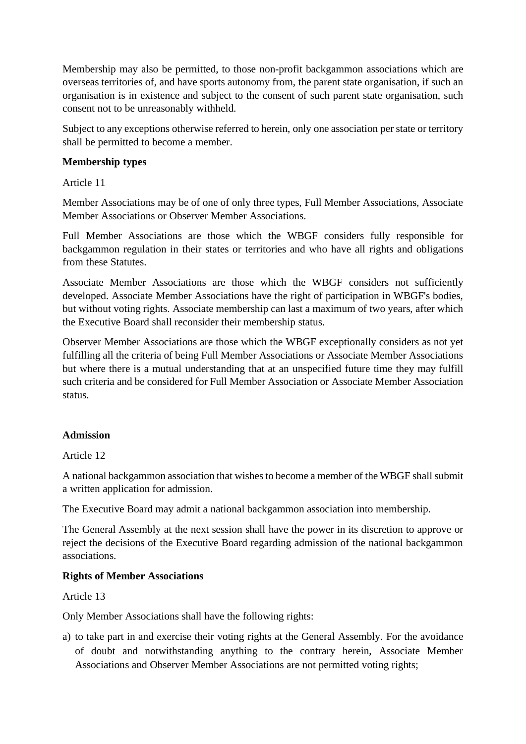Membership may also be permitted, to those non-profit backgammon associations which are overseas territories of, and have sports autonomy from, the parent state organisation, if such an organisation is in existence and subject to the consent of such parent state organisation, such consent not to be unreasonably withheld.

Subject to any exceptions otherwise referred to herein, only one association per state or territory shall be permitted to become a member.

**Membership types**

Article 11

Member Associations may be of one of only three types, Full Member Associations, Associate Member Associations or Observer Member Associations.

Full Member Associations are those which the WBGF considers fully responsible for backgammon regulation in their states or territories and who have all rights and obligations from these Statutes.

Associate Member Associations are those which the WBGF considers not sufficiently developed. Associate Member Associations have the right of participation in WBGF's bodies, but without voting rights. Associate membership can last a maximum of two years, after which the Executive Board shall reconsider their membership status.

Observer Member Associations are those which the WBGF exceptionally considers as not yet fulfilling all the criteria of being Full Member Associations or Associate Member Associations but where there is a mutual understanding that at an unspecified future time they may fulfill such criteria and be considered for Full Member Association or Associate Member Association status.

**Admission**

Article 12

A national backgammon association that wishes to become a member of the WBGF shall submit a written application for admission.

The Executive Board may admit a national backgammon association into membership.

The General Assembly at the next session shall have the power in its discretion to approve or reject the decisions of the Executive Board regarding admission of the national backgammon associations.

**Rights of Member Associations**

Article 13

Only Member Associations shall have the following rights:

a) to take part in and exercise their voting rights at the General Assembly. For the avoidance of doubt and notwithstanding anything to the contrary herein, Associate Member Associations and Observer Member Associations are not permitted voting rights;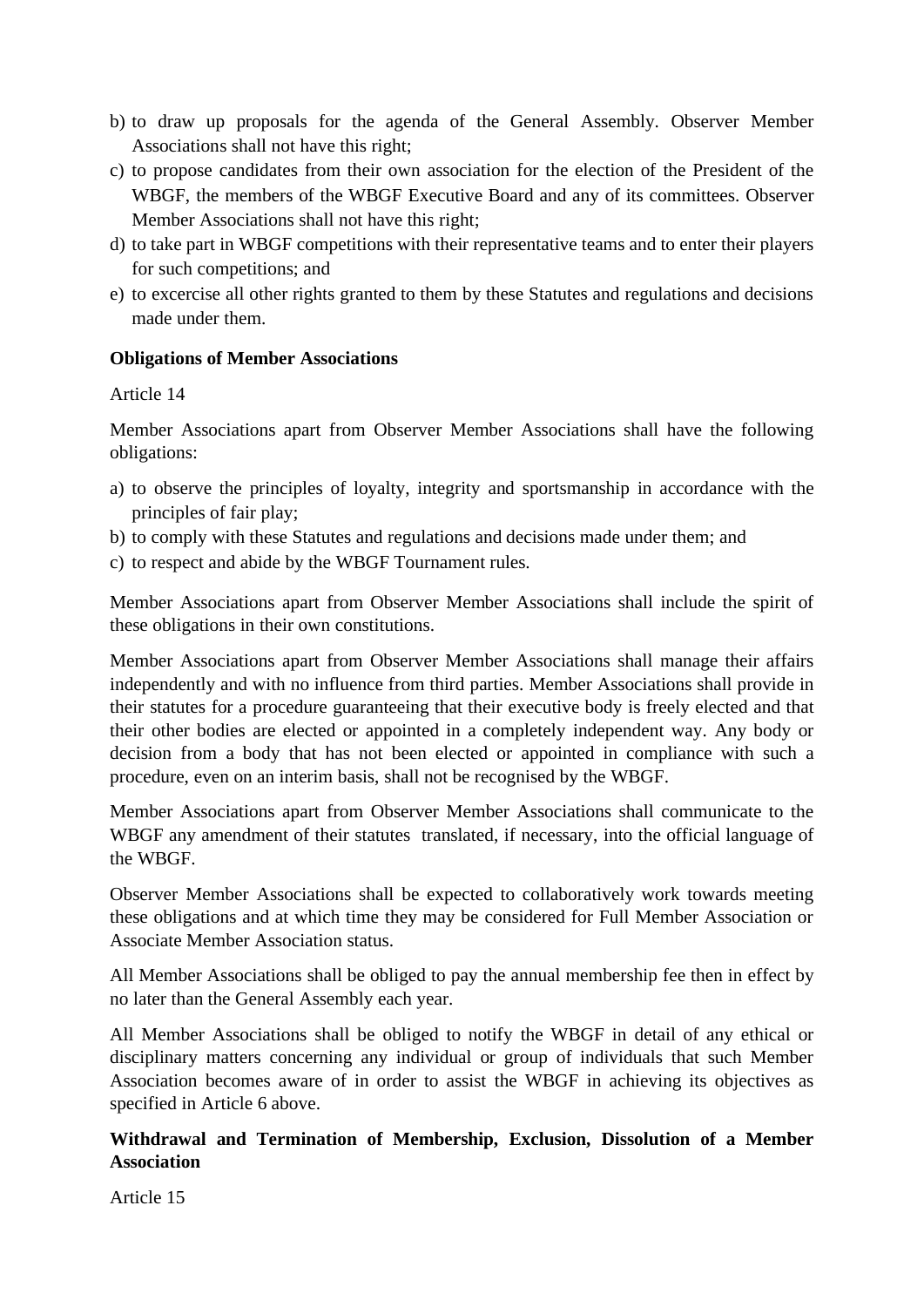b) to draw up proposals for the agenda of the General Assembly. Observer Member Associations shall not have this right;
c) to propose candidates from their own association for the election of the President of the WBGF, the members of the WBGF Executive Board and any of its committees. Observer Member Associations shall not have this right;
d) to take part in WBGF competitions with their representative teams and to enter their players for such competitions; and
e) to excercise all other rights granted to them by these Statutes and regulations and decisions made under them.

**Obligations of Member Associations**

Article 14

Member Associations apart from Observer Member Associations shall have the following obligations:

a) to observe the principles of loyalty, integrity and sportsmanship in accordance with the principles of fair play;
b) to comply with these Statutes and regulations and decisions made under them; and
c) to respect and abide by the WBGF Tournament rules.

Member Associations apart from Observer Member Associations shall include the spirit of these obligations in their own constitutions.

Member Associations apart from Observer Member Associations shall manage their affairs independently and with no influence from third parties. Member Associations shall provide in their statutes for a procedure guaranteeing that their executive body is freely elected and that their other bodies are elected or appointed in a completely independent way. Any body or decision from a body that has not been elected or appointed in compliance with such a procedure, even on an interim basis, shall not be recognised by the WBGF.

Member Associations apart from Observer Member Associations shall communicate to the WBGF any amendment of their statutes translated, if necessary, into the official language of the WBGF.

Observer Member Associations shall be expected to collaboratively work towards meeting these obligations and at which time they may be considered for Full Member Association or Associate Member Association status.

All Member Associations shall be obliged to pay the annual membership fee then in effect by no later than the General Assembly each year.

All Member Associations shall be obliged to notify the WBGF in detail of any ethical or disciplinary matters concerning any individual or group of individuals that such Member Association becomes aware of in order to assist the WBGF in achieving its objectives as specified in Article 6 above.

**Withdrawal and Termination of Membership, Exclusion, Dissolution of a Member Association**

Article 15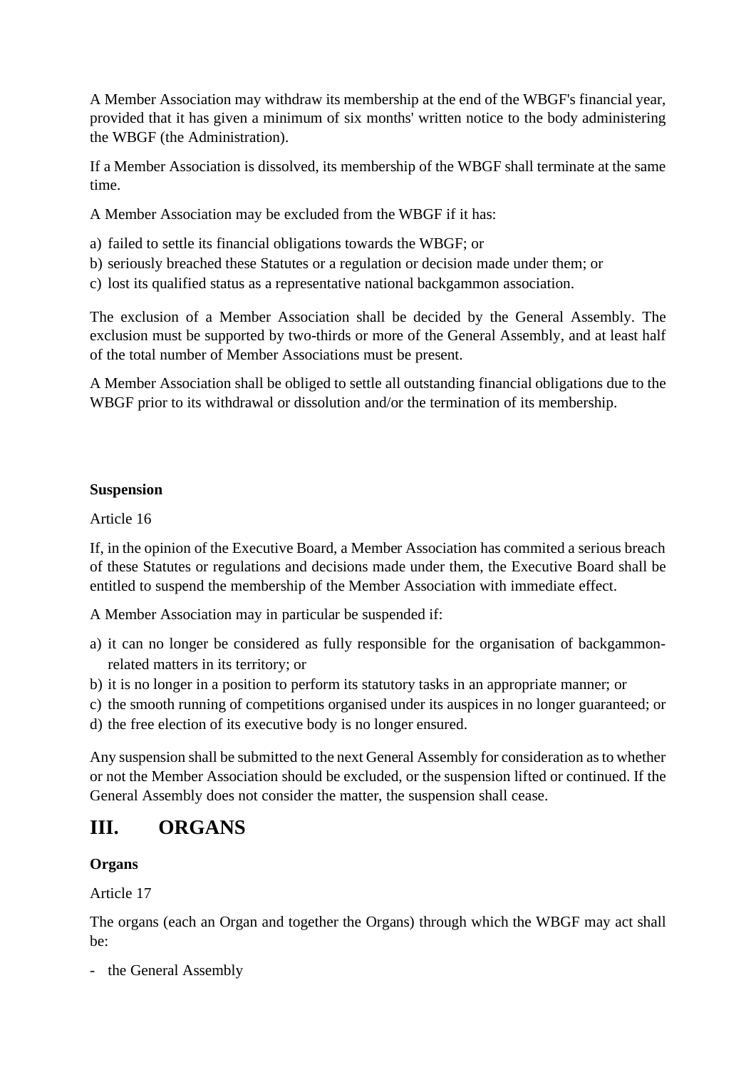A Member Association may withdraw its membership at the end of the WBGF's financial year, provided that it has given a minimum of six months' written notice to the body administering the WBGF (the Administration).

If a Member Association is dissolved, its membership of the WBGF shall terminate at the same time.

A Member Association may be excluded from the WBGF if it has:

a) failed to settle its financial obligations towards the WBGF; or
b) seriously breached these Statutes or a regulation or decision made under them; or
c) lost its qualified status as a representative national backgammon association.

The exclusion of a Member Association shall be decided by the General Assembly. The exclusion must be supported by two-thirds or more of the General Assembly, and at least half of the total number of Member Associations must be present.

A Member Association shall be obliged to settle all outstanding financial obligations due to the WBGF prior to its withdrawal or dissolution and/or the termination of its membership.

**Suspension**

Article 16

If, in the opinion of the Executive Board, a Member Association has commited a serious breach of these Statutes or regulations and decisions made under them, the Executive Board shall be entitled to suspend the membership of the Member Association with immediate effect.

A Member Association may in particular be suspended if:

a) it can no longer be considered as fully responsible for the organisation of backgammon-related matters in its territory; or
b) it is no longer in a position to perform its statutory tasks in an appropriate manner; or
c) the smooth running of competitions organised under its auspices in no longer guaranteed; or
d) the free election of its executive body is no longer ensured.

Any suspension shall be submitted to the next General Assembly for consideration as to whether or not the Member Association should be excluded, or the suspension lifted or continued. If the General Assembly does not consider the matter, the suspension shall cease.

# III. ORGANS

**Organs**

Article 17

The organs (each an Organ and together the Organs) through which the WBGF may act shall be:

- the General Assembly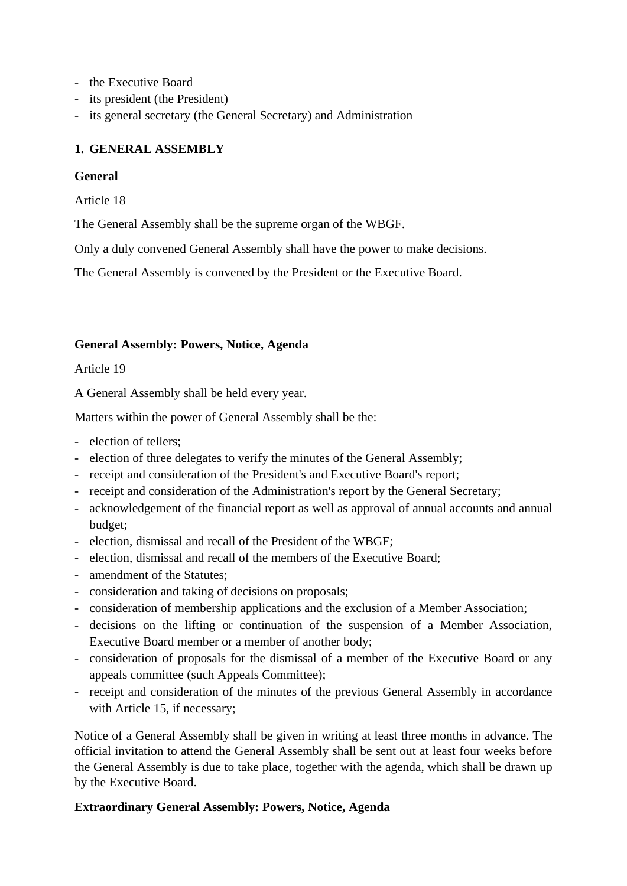- the Executive Board
- its president (the President)
- its general secretary (the General Secretary) and Administration

## 1. GENERAL ASSEMBLY

### General

Article 18

The General Assembly shall be the supreme organ of the WBGF.

Only a duly convened General Assembly shall have the power to make decisions.

The General Assembly is convened by the President or the Executive Board.

### General Assembly: Powers, Notice, Agenda

Article 19

A General Assembly shall be held every year.

Matters within the power of General Assembly shall be the:

- election of tellers;
- election of three delegates to verify the minutes of the General Assembly;
- receipt and consideration of the President's and Executive Board's report;
- receipt and consideration of the Administration's report by the General Secretary;
- acknowledgement of the financial report as well as approval of annual accounts and annual budget;
- election, dismissal and recall of the President of the WBGF;
- election, dismissal and recall of the members of the Executive Board;
- amendment of the Statutes;
- consideration and taking of decisions on proposals;
- consideration of membership applications and the exclusion of a Member Association;
- decisions on the lifting or continuation of the suspension of a Member Association, Executive Board member or a member of another body;
- consideration of proposals for the dismissal of a member of the Executive Board or any appeals committee (such Appeals Committee);
- receipt and consideration of the minutes of the previous General Assembly in accordance with Article 15, if necessary;

Notice of a General Assembly shall be given in writing at least three months in advance. The official invitation to attend the General Assembly shall be sent out at least four weeks before the General Assembly is due to take place, together with the agenda, which shall be drawn up by the Executive Board.

### Extraordinary General Assembly: Powers, Notice, Agenda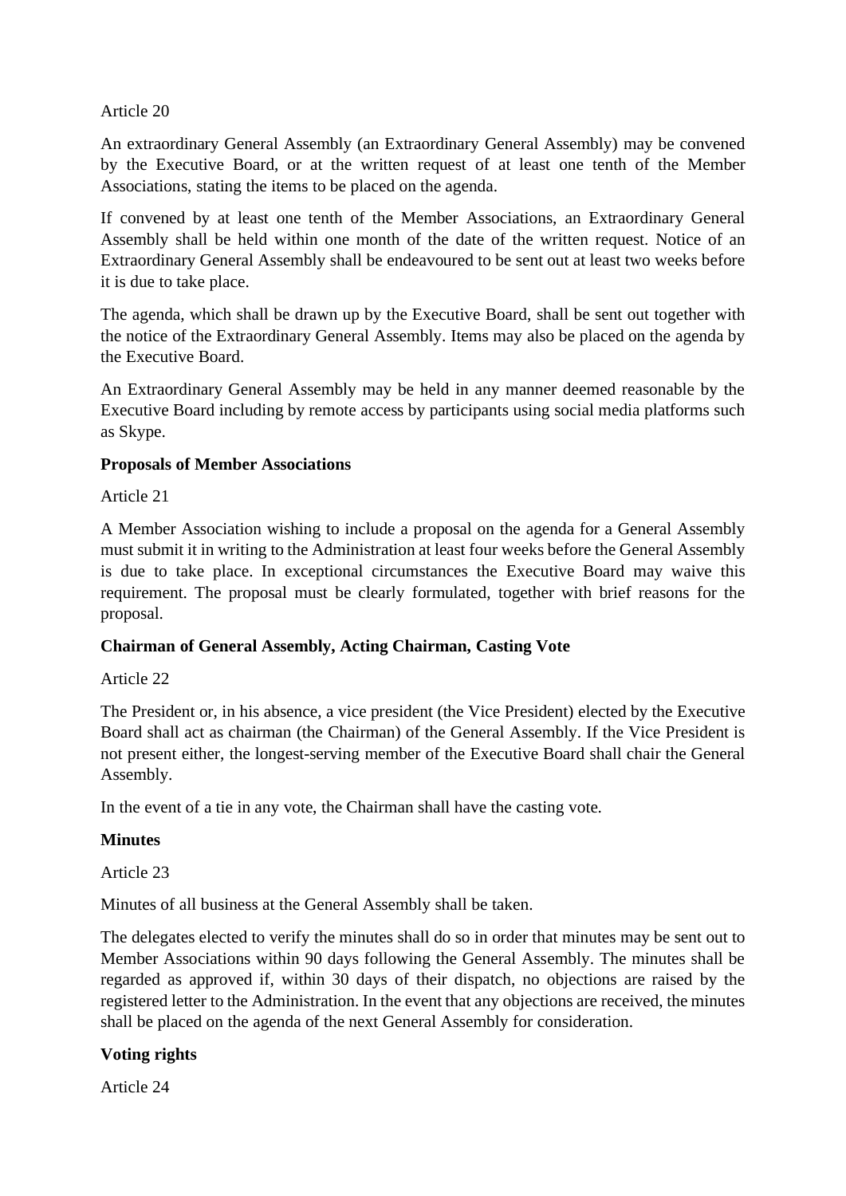Article 20

An extraordinary General Assembly (an Extraordinary General Assembly) may be convened by the Executive Board, or at the written request of at least one tenth of the Member Associations, stating the items to be placed on the agenda.

If convened by at least one tenth of the Member Associations, an Extraordinary General Assembly shall be held within one month of the date of the written request. Notice of an Extraordinary General Assembly shall be endeavoured to be sent out at least two weeks before it is due to take place.

The agenda, which shall be drawn up by the Executive Board, shall be sent out together with the notice of the Extraordinary General Assembly. Items may also be placed on the agenda by the Executive Board.

An Extraordinary General Assembly may be held in any manner deemed reasonable by the Executive Board including by remote access by participants using social media platforms such as Skype.

**Proposals of Member Associations**

Article 21

A Member Association wishing to include a proposal on the agenda for a General Assembly must submit it in writing to the Administration at least four weeks before the General Assembly is due to take place. In exceptional circumstances the Executive Board may waive this requirement. The proposal must be clearly formulated, together with brief reasons for the proposal.

**Chairman of General Assembly, Acting Chairman, Casting Vote**

Article 22

The President or, in his absence, a vice president (the Vice President) elected by the Executive Board shall act as chairman (the Chairman) of the General Assembly. If the Vice President is not present either, the longest-serving member of the Executive Board shall chair the General Assembly.

In the event of a tie in any vote, the Chairman shall have the casting vote.

**Minutes**

Article 23

Minutes of all business at the General Assembly shall be taken.

The delegates elected to verify the minutes shall do so in order that minutes may be sent out to Member Associations within 90 days following the General Assembly. The minutes shall be regarded as approved if, within 30 days of their dispatch, no objections are raised by the registered letter to the Administration. In the event that any objections are received, the minutes shall be placed on the agenda of the next General Assembly for consideration.

**Voting rights**

Article 24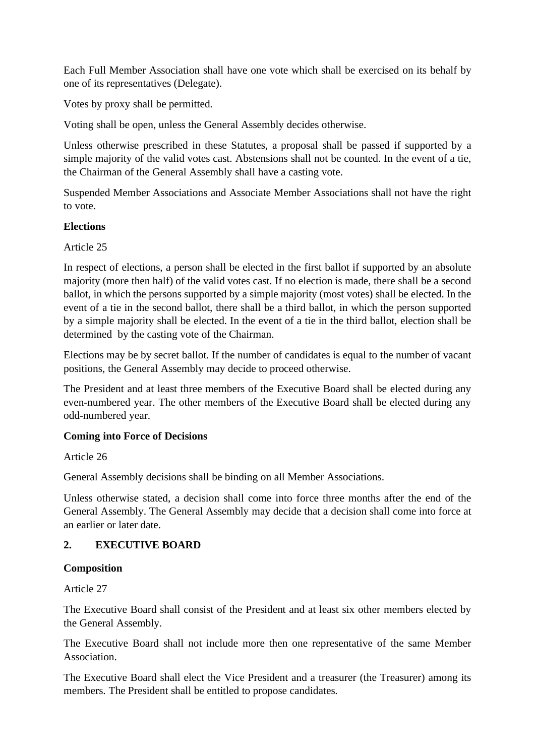Each Full Member Association shall have one vote which shall be exercised on its behalf by one of its representatives (Delegate).

Votes by proxy shall be permitted.

Voting shall be open, unless the General Assembly decides otherwise.

Unless otherwise prescribed in these Statutes, a proposal shall be passed if supported by a simple majority of the valid votes cast. Abstensions shall not be counted. In the event of a tie, the Chairman of the General Assembly shall have a casting vote.

Suspended Member Associations and Associate Member Associations shall not have the right to vote.

**Elections**

Article 25

In respect of elections, a person shall be elected in the first ballot if supported by an absolute majority (more then half) of the valid votes cast. If no election is made, there shall be a second ballot, in which the persons supported by a simple majority (most votes) shall be elected. In the event of a tie in the second ballot, there shall be a third ballot, in which the person supported by a simple majority shall be elected. In the event of a tie in the third ballot, election shall be determined by the casting vote of the Chairman.

Elections may be by secret ballot. If the number of candidates is equal to the number of vacant positions, the General Assembly may decide to proceed otherwise.

The President and at least three members of the Executive Board shall be elected during any even-numbered year. The other members of the Executive Board shall be elected during any odd-numbered year.

**Coming into Force of Decisions**

Article 26

General Assembly decisions shall be binding on all Member Associations.

Unless otherwise stated, a decision shall come into force three months after the end of the General Assembly. The General Assembly may decide that a decision shall come into force at an earlier or later date.

## 2. EXECUTIVE BOARD

**Composition**

Article 27

The Executive Board shall consist of the President and at least six other members elected by the General Assembly.

The Executive Board shall not include more then one representative of the same Member Association.

The Executive Board shall elect the Vice President and a treasurer (the Treasurer) among its members. The President shall be entitled to propose candidates.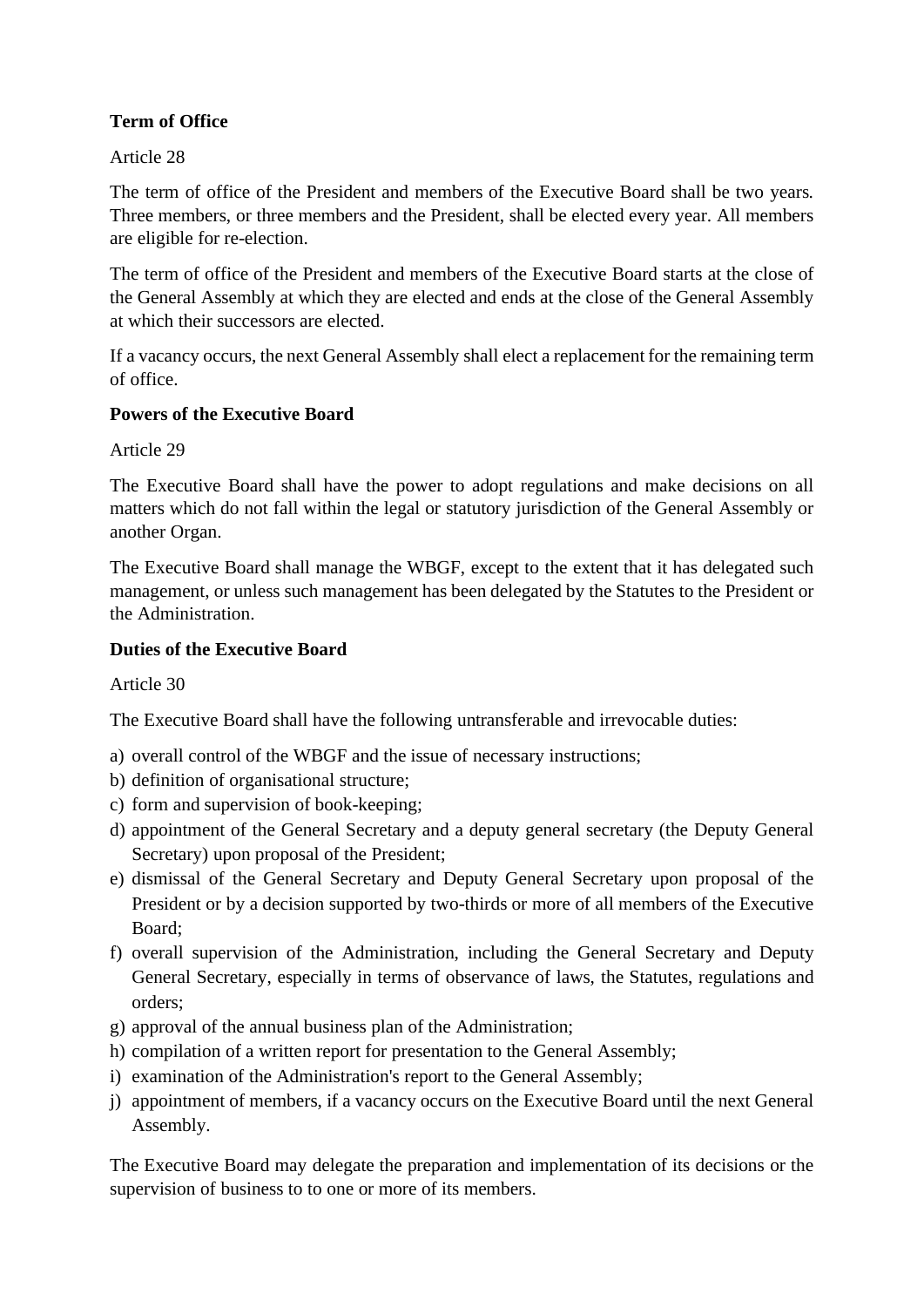**Term of Office**

Article 28

The term of office of the President and members of the Executive Board shall be two years. Three members, or three members and the President, shall be elected every year. All members are eligible for re-election.

The term of office of the President and members of the Executive Board starts at the close of the General Assembly at which they are elected and ends at the close of the General Assembly at which their successors are elected.

If a vacancy occurs, the next General Assembly shall elect a replacement for the remaining term of office.

**Powers of the Executive Board**

Article 29

The Executive Board shall have the power to adopt regulations and make decisions on all matters which do not fall within the legal or statutory jurisdiction of the General Assembly or another Organ.

The Executive Board shall manage the WBGF, except to the extent that it has delegated such management, or unless such management has been delegated by the Statutes to the President or the Administration.

**Duties of the Executive Board**

Article 30

The Executive Board shall have the following untransferable and irrevocable duties:

a) overall control of the WBGF and the issue of necessary instructions;
b) definition of organisational structure;
c) form and supervision of book-keeping;
d) appointment of the General Secretary and a deputy general secretary (the Deputy General Secretary) upon proposal of the President;
e) dismissal of the General Secretary and Deputy General Secretary upon proposal of the President or by a decision supported by two-thirds or more of all members of the Executive Board;
f) overall supervision of the Administration, including the General Secretary and Deputy General Secretary, especially in terms of observance of laws, the Statutes, regulations and orders;
g) approval of the annual business plan of the Administration;
h) compilation of a written report for presentation to the General Assembly;
i) examination of the Administration's report to the General Assembly;
j) appointment of members, if a vacancy occurs on the Executive Board until the next General Assembly.

The Executive Board may delegate the preparation and implementation of its decisions or the supervision of business to to one or more of its members.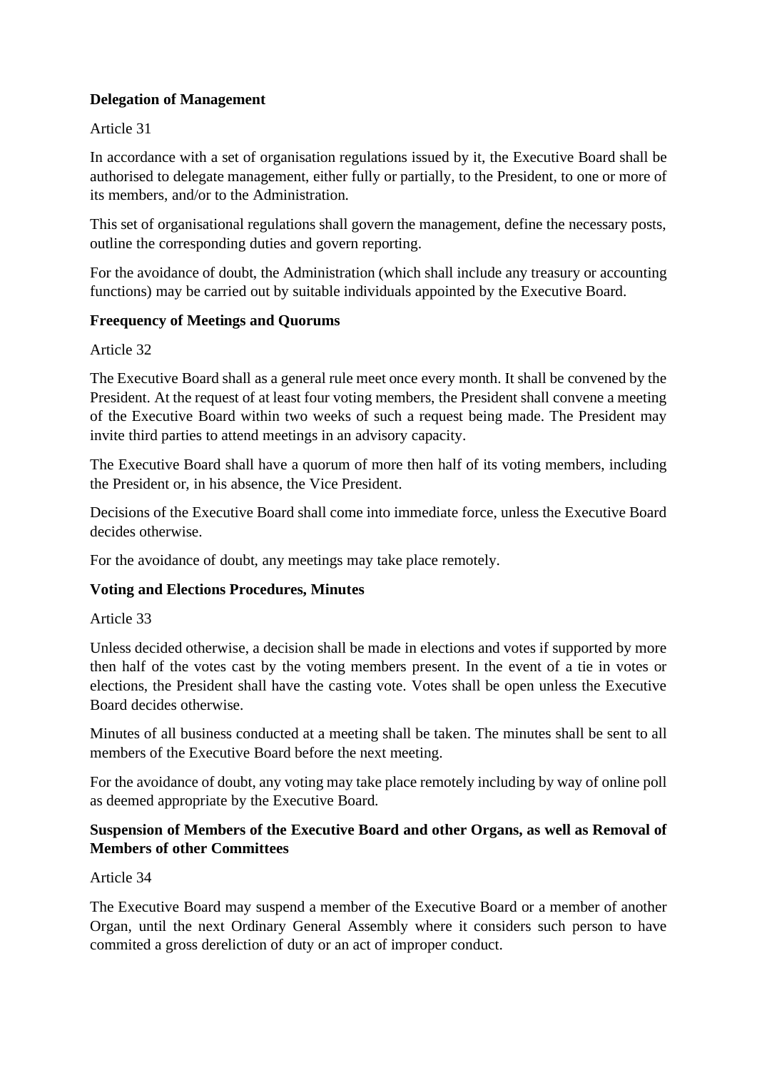**Delegation of Management**

Article 31

In accordance with a set of organisation regulations issued by it, the Executive Board shall be authorised to delegate management, either fully or partially, to the President, to one or more of its members, and/or to the Administration.

This set of organisational regulations shall govern the management, define the necessary posts, outline the corresponding duties and govern reporting.

For the avoidance of doubt, the Administration (which shall include any treasury or accounting functions) may be carried out by suitable individuals appointed by the Executive Board.

**Freequency of Meetings and Quorums**

Article 32

The Executive Board shall as a general rule meet once every month. It shall be convened by the President. At the request of at least four voting members, the President shall convene a meeting of the Executive Board within two weeks of such a request being made. The President may invite third parties to attend meetings in an advisory capacity.

The Executive Board shall have a quorum of more then half of its voting members, including the President or, in his absence, the Vice President.

Decisions of the Executive Board shall come into immediate force, unless the Executive Board decides otherwise.

For the avoidance of doubt, any meetings may take place remotely.

**Voting and Elections Procedures, Minutes**

Article 33

Unless decided otherwise, a decision shall be made in elections and votes if supported by more then half of the votes cast by the voting members present. In the event of a tie in votes or elections, the President shall have the casting vote. Votes shall be open unless the Executive Board decides otherwise.

Minutes of all business conducted at a meeting shall be taken. The minutes shall be sent to all members of the Executive Board before the next meeting.

For the avoidance of doubt, any voting may take place remotely including by way of online poll as deemed appropriate by the Executive Board.

**Suspension of Members of the Executive Board and other Organs, as well as Removal of Members of other Committees**

Article 34

The Executive Board may suspend a member of the Executive Board or a member of another Organ, until the next Ordinary General Assembly where it considers such person to have commited a gross dereliction of duty or an act of improper conduct.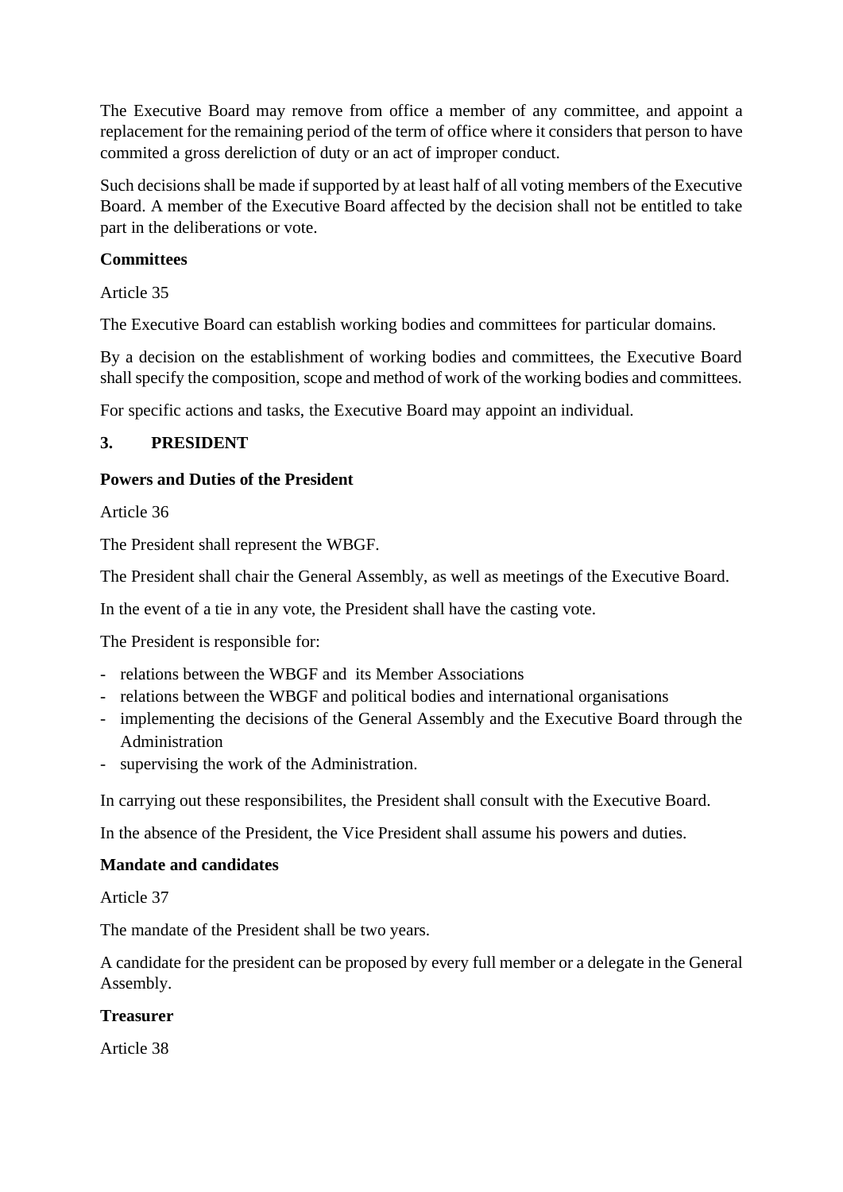The Executive Board may remove from office a member of any committee, and appoint a replacement for the remaining period of the term of office where it considers that person to have commited a gross dereliction of duty or an act of improper conduct.

Such decisions shall be made if supported by at least half of all voting members of the Executive Board. A member of the Executive Board affected by the decision shall not be entitled to take part in the deliberations or vote.

**Committees**

Article 35

The Executive Board can establish working bodies and committees for particular domains.

By a decision on the establishment of working bodies and committees, the Executive Board shall specify the composition, scope and method of work of the working bodies and committees.

For specific actions and tasks, the Executive Board may appoint an individual.

## 3. PRESIDENT

**Powers and Duties of the President**

Article 36

The President shall represent the WBGF.

The President shall chair the General Assembly, as well as meetings of the Executive Board.

In the event of a tie in any vote, the President shall have the casting vote.

The President is responsible for:

- relations between the WBGF and its Member Associations
- relations between the WBGF and political bodies and international organisations
- implementing the decisions of the General Assembly and the Executive Board through the Administration
- supervising the work of the Administration.

In carrying out these responsibilites, the President shall consult with the Executive Board.

In the absence of the President, the Vice President shall assume his powers and duties.

**Mandate and candidates**

Article 37

The mandate of the President shall be two years.

A candidate for the president can be proposed by every full member or a delegate in the General Assembly.

**Treasurer**

Article 38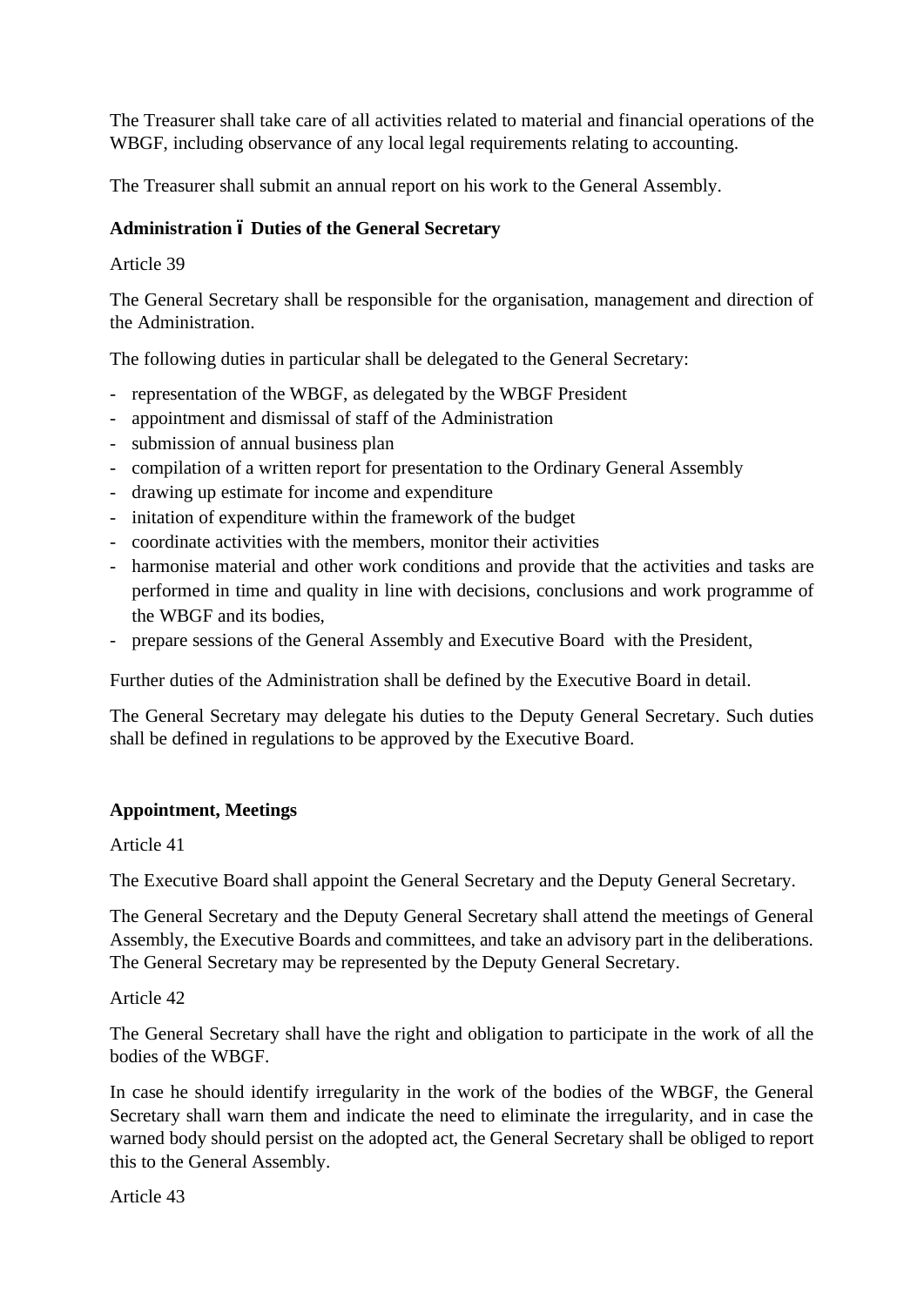The Treasurer shall take care of all activities related to material and financial operations of the WBGF, including observance of any local legal requirements relating to accounting.

The Treasurer shall submit an annual report on his work to the General Assembly.

### Administration – Duties of the General Secretary

Article 39

The General Secretary shall be responsible for the organisation, management and direction of the Administration.

The following duties in particular shall be delegated to the General Secretary:

- representation of the WBGF, as delegated by the WBGF President
- appointment and dismissal of staff of the Administration
- submission of annual business plan
- compilation of a written report for presentation to the Ordinary General Assembly
- drawing up estimate for income and expenditure
- initation of expenditure within the framework of the budget
- coordinate activities with the members, monitor their activities
- harmonise material and other work conditions and provide that the activities and tasks are performed in time and quality in line with decisions, conclusions and work programme of the WBGF and its bodies,
- prepare sessions of the General Assembly and Executive Board with the President,

Further duties of the Administration shall be defined by the Executive Board in detail.

The General Secretary may delegate his duties to the Deputy General Secretary. Such duties shall be defined in regulations to be approved by the Executive Board.

### Appointment, Meetings

Article 41

The Executive Board shall appoint the General Secretary and the Deputy General Secretary.

The General Secretary and the Deputy General Secretary shall attend the meetings of General Assembly, the Executive Boards and committees, and take an advisory part in the deliberations. The General Secretary may be represented by the Deputy General Secretary.

Article 42

The General Secretary shall have the right and obligation to participate in the work of all the bodies of the WBGF.

In case he should identify irregularity in the work of the bodies of the WBGF, the General Secretary shall warn them and indicate the need to eliminate the irregularity, and in case the warned body should persist on the adopted act, the General Secretary shall be obliged to report this to the General Assembly.

Article 43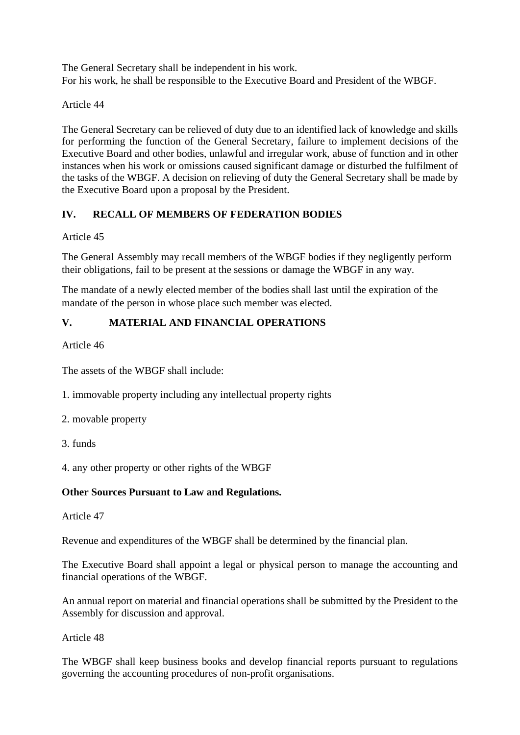The General Secretary shall be independent in his work.
For his work, he shall be responsible to the Executive Board and President of the WBGF.

Article 44

The General Secretary can be relieved of duty due to an identified lack of knowledge and skills for performing the function of the General Secretary, failure to implement decisions of the Executive Board and other bodies, unlawful and irregular work, abuse of function and in other instances when his work or omissions caused significant damage or disturbed the fulfilment of the tasks of the WBGF. A decision on relieving of duty the General Secretary shall be made by the Executive Board upon a proposal by the President.

## IV. RECALL OF MEMBERS OF FEDERATION BODIES

Article 45

The General Assembly may recall members of the WBGF bodies if they negligently perform their obligations, fail to be present at the sessions or damage the WBGF in any way.

The mandate of a newly elected member of the bodies shall last until the expiration of the mandate of the person in whose place such member was elected.

## V. MATERIAL AND FINANCIAL OPERATIONS

Article 46

The assets of the WBGF shall include:

1. immovable property including any intellectual property rights

2. movable property

3. funds

4. any other property or other rights of the WBGF

**Other Sources Pursuant to Law and Regulations.**

Article 47

Revenue and expenditures of the WBGF shall be determined by the financial plan.

The Executive Board shall appoint a legal or physical person to manage the accounting and financial operations of the WBGF.

An annual report on material and financial operations shall be submitted by the President to the Assembly for discussion and approval.

Article 48

The WBGF shall keep business books and develop financial reports pursuant to regulations governing the accounting procedures of non-profit organisations.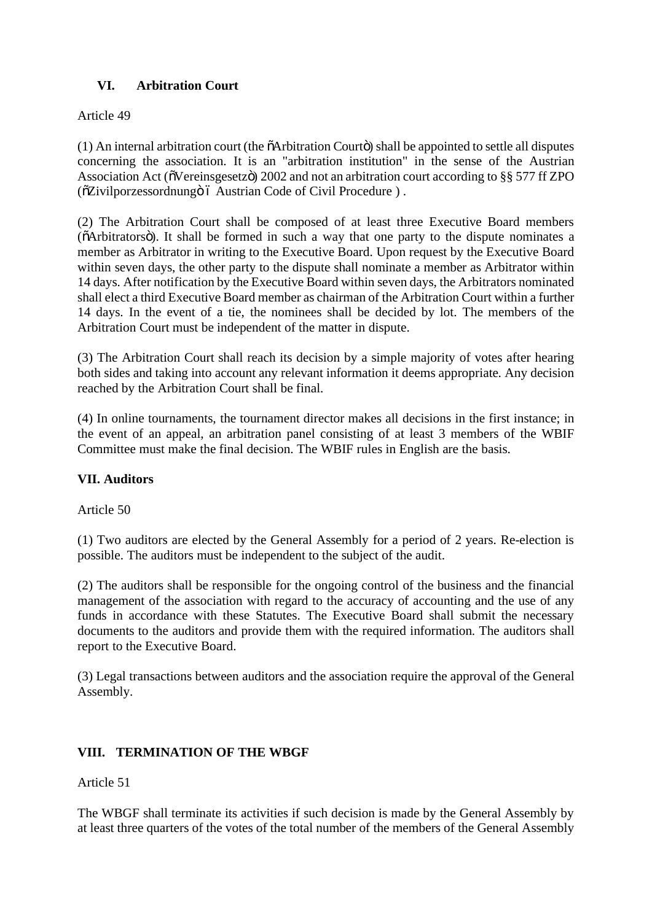## VI. Arbitration Court

Article 49

(1) An internal arbitration court (the õArbitration Courtö) shall be appointed to settle all disputes concerning the association. It is an "arbitration institution" in the sense of the Austrian Association Act (õVereinsgesetzö) 2002 and not an arbitration court according to §§ 577 ff ZPO (õZivilporzessordnungö ó Austrian Code of Civil Procedure ) .

(2) The Arbitration Court shall be composed of at least three Executive Board members (õArbitratorsö). It shall be formed in such a way that one party to the dispute nominates a member as Arbitrator in writing to the Executive Board. Upon request by the Executive Board within seven days, the other party to the dispute shall nominate a member as Arbitrator within 14 days. After notification by the Executive Board within seven days, the Arbitrators nominated shall elect a third Executive Board member as chairman of the Arbitration Court within a further 14 days. In the event of a tie, the nominees shall be decided by lot. The members of the Arbitration Court must be independent of the matter in dispute.

(3) The Arbitration Court shall reach its decision by a simple majority of votes after hearing both sides and taking into account any relevant information it deems appropriate. Any decision reached by the Arbitration Court shall be final.

(4) In online tournaments, the tournament director makes all decisions in the first instance; in the event of an appeal, an arbitration panel consisting of at least 3 members of the WBIF Committee must make the final decision. The WBIF rules in English are the basis.

## VII. Auditors

Article 50

(1) Two auditors are elected by the General Assembly for a period of 2 years. Re-election is possible. The auditors must be independent to the subject of the audit.

(2) The auditors shall be responsible for the ongoing control of the business and the financial management of the association with regard to the accuracy of accounting and the use of any funds in accordance with these Statutes. The Executive Board shall submit the necessary documents to the auditors and provide them with the required information. The auditors shall report to the Executive Board.

(3) Legal transactions between auditors and the association require the approval of the General Assembly.

## VIII. TERMINATION OF THE WBGF

Article 51

The WBGF shall terminate its activities if such decision is made by the General Assembly by at least three quarters of the votes of the total number of the members of the General Assembly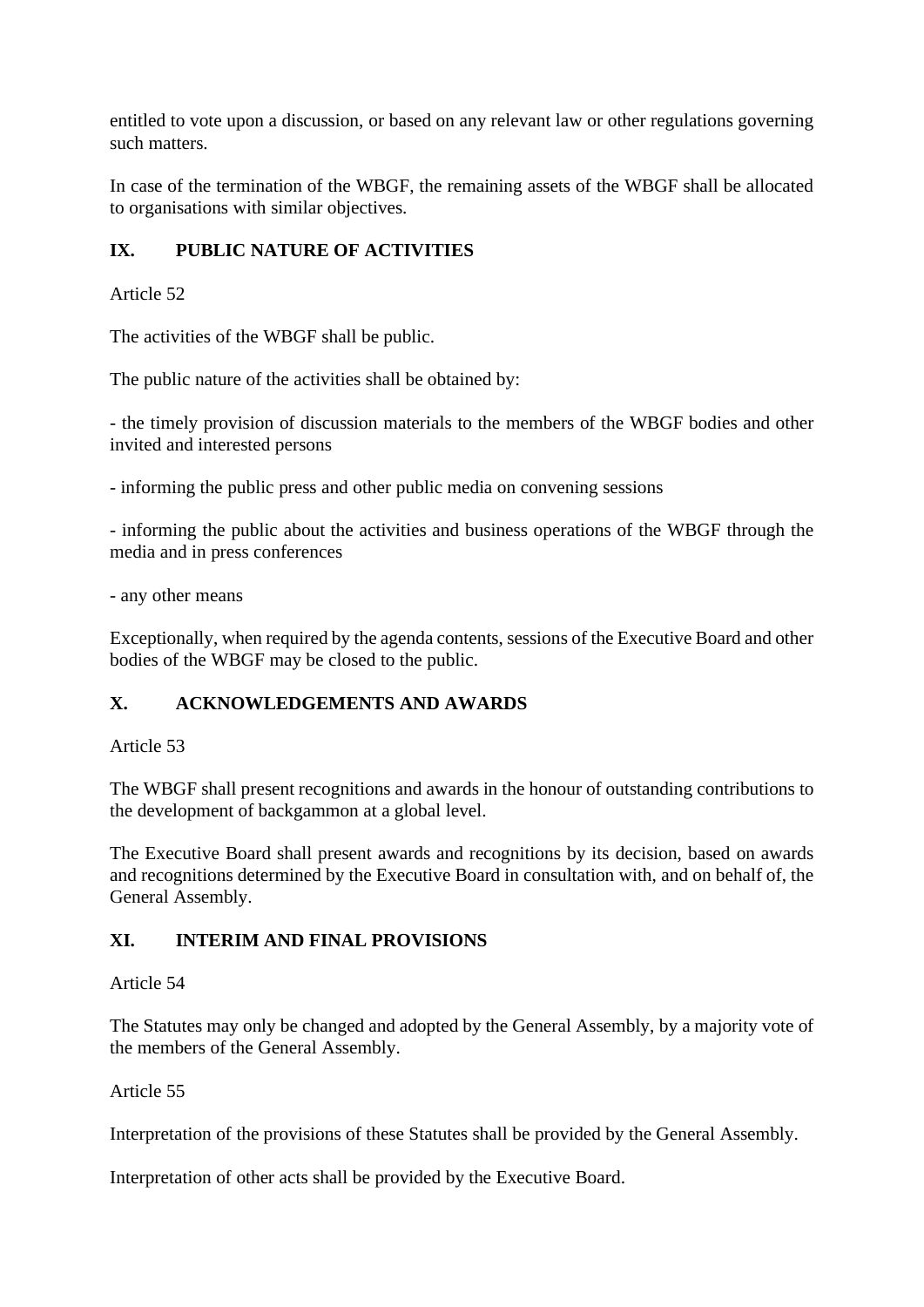entitled to vote upon a discussion, or based on any relevant law or other regulations governing such matters.

In case of the termination of the WBGF, the remaining assets of the WBGF shall be allocated to organisations with similar objectives.

## IX. PUBLIC NATURE OF ACTIVITIES

Article 52

The activities of the WBGF shall be public.

The public nature of the activities shall be obtained by:

- the timely provision of discussion materials to the members of the WBGF bodies and other invited and interested persons

- informing the public press and other public media on convening sessions

- informing the public about the activities and business operations of the WBGF through the media and in press conferences

- any other means

Exceptionally, when required by the agenda contents, sessions of the Executive Board and other bodies of the WBGF may be closed to the public.

## X. ACKNOWLEDGEMENTS AND AWARDS

Article 53

The WBGF shall present recognitions and awards in the honour of outstanding contributions to the development of backgammon at a global level.

The Executive Board shall present awards and recognitions by its decision, based on awards and recognitions determined by the Executive Board in consultation with, and on behalf of, the General Assembly.

## XI. INTERIM AND FINAL PROVISIONS

Article 54

The Statutes may only be changed and adopted by the General Assembly, by a majority vote of the members of the General Assembly.

Article 55

Interpretation of the provisions of these Statutes shall be provided by the General Assembly.

Interpretation of other acts shall be provided by the Executive Board.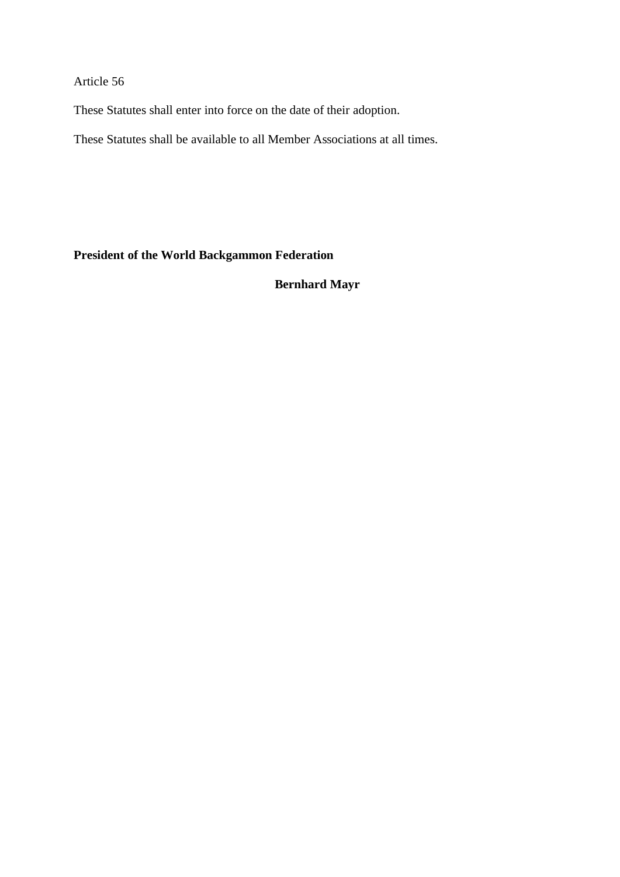Article 56

These Statutes shall enter into force on the date of their adoption.

These Statutes shall be available to all Member Associations at all times.

**President of the World Backgammon Federation**

**Bernhard Mayr**